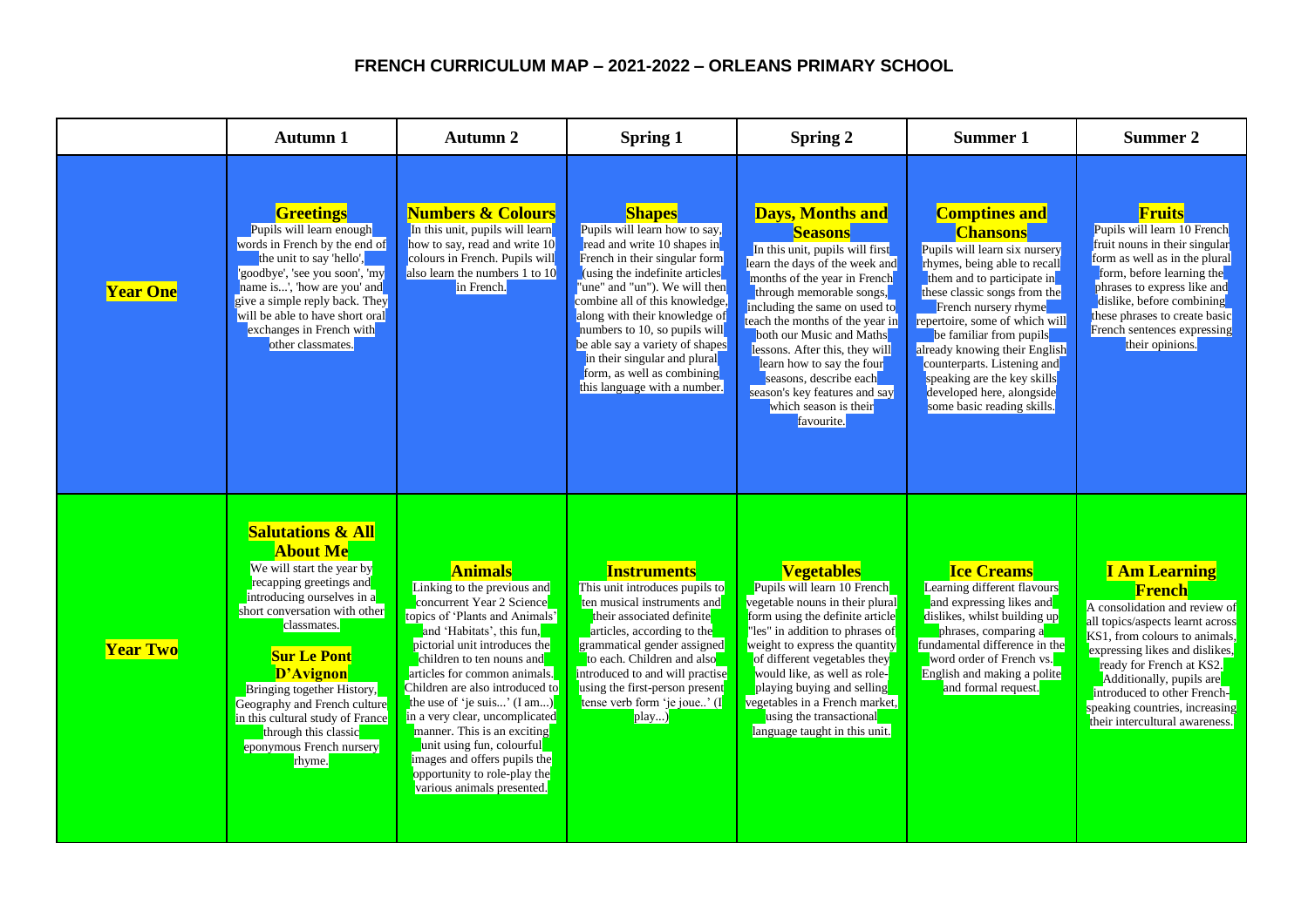# FRENCH CURRICULUM MAP – 2021-2022 – ORLEANS PRIMARY SCHOOL

| | Autumn 1 | Autumn 2 | Spring 1 | Spring 2 | Summer 1 | Summer 2 |
|---|---|---|---|---|---|---|
| **Year One** | **Greetings** Pupils will learn enough words in French by the end of the unit to say 'hello', 'goodbye', 'see you soon', 'my name is...', 'how are you' and give a simple reply back. They will be able to have short oral exchanges in French with other classmates. | **Numbers & Colours** In this unit, pupils will learn how to say, read and write 10 colours in French. Pupils will also learn the numbers 1 to 10 in French. | **Shapes** Pupils will learn how to say, read and write 10 shapes in French in their singular form (using the indefinite articles "une" and "un"). We will then combine all of this knowledge, along with their knowledge of numbers to 10, so pupils will be able say a variety of shapes in their singular and plural form, as well as combining this language with a number. | **Days, Months and Seasons** In this unit, pupils will first learn the days of the week and months of the year in French through memorable songs, including the same on used to teach the months of the year in both our Music and Maths lessons. After this, they will learn how to say the four seasons, describe each season's key features and say which season is their favourite. | **Comptines and Chansons** Pupils will learn six nursery rhymes, being able to recall them and to participate in these classic songs from the French nursery rhyme repertoire, some of which will be familiar from pupils already knowing their English counterparts. Listening and speaking are the key skills developed here, alongside some basic reading skills. | **Fruits** Pupils will learn 10 French fruit nouns in their singular form as well as in the plural form, before learning the phrases to express like and dislike, before combining these phrases to create basic French sentences expressing their opinions. |
| **Year Two** | **Salutations & All About Me** We will start the year by recapping greetings and introducing ourselves in a short conversation with other classmates. **Sur Le Pont D'Avignon** Bringing together History, Geography and French culture in this cultural study of France through this classic eponymous French nursery rhyme. | **Animals** Linking to the previous and concurrent Year 2 Science topics of 'Plants and Animals' and 'Habitats', this fun, pictorial unit introduces the children to ten nouns and articles for common animals. Children are also introduced to the use of 'je suis...' (I am...) in a very clear, uncomplicated manner. This is an exciting unit using fun, colourful images and offers pupils the opportunity to role-play the various animals presented. | **Instruments** This unit introduces pupils to ten musical instruments and their associated definite articles, according to the grammatical gender assigned to each. Children and also introduced to and will practise using the first-person present tense verb form 'je joue..' (I play...) | **Vegetables** Pupils will learn 10 French vegetable nouns in their plural form using the definite article "les" in addition to phrases of weight to express the quantity of different vegetables they would like, as well as role-playing buying and selling vegetables in a French market, using the transactional language taught in this unit. | **Ice Creams** Learning different flavours and expressing likes and dislikes, whilst building up phrases, comparing a fundamental difference in the word order of French vs. English and making a polite and formal request. | **I Am Learning French** A consolidation and review of all topics/aspects learnt across KS1, from colours to animals, expressing likes and dislikes, ready for French at KS2. Additionally, pupils are introduced to other French-speaking countries, increasing their intercultural awareness. |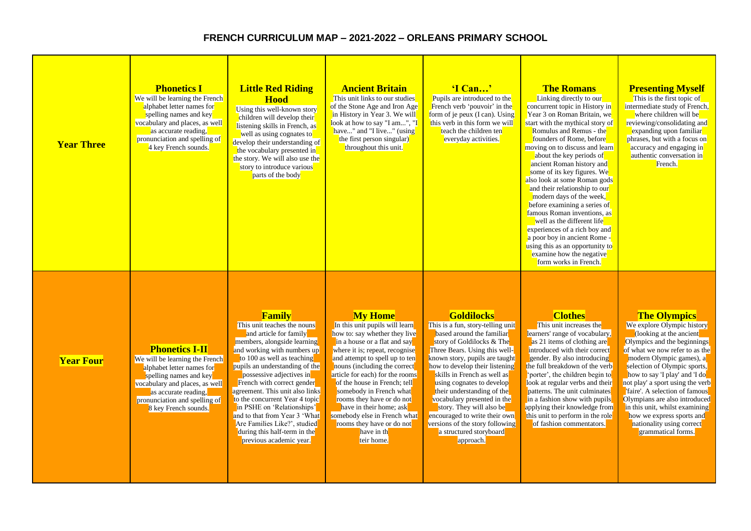# FRENCH CURRICULUM MAP – 2021-2022 – ORLEANS PRIMARY SCHOOL

| | | | | | | |
|---|---|---|---|---|---|---|
| **Year Three** | **Phonetics I** We will be learning the French alphabet letter names for spelling names and key vocabulary and places, as well as accurate reading, pronunciation and spelling of 4 key French sounds. | **Little Red Riding Hood** Using this well-known story children will develop their listening skills in French, as well as using cognates to develop their understanding of the vocabulary presented in the story. We will also use the story to introduce various parts of the body | **Ancient Britain** This unit links to our studies of the Stone Age and Iron Age in History in Year 3. We will look at how to say "I am...", "I have..." and "I live..." (using the first person singular) throughout this unit. | **'I Can…'** Pupils are introduced to the French verb 'pouvoir' in the form of je peux (I can). Using this verb in this form we will teach the children ten everyday activities. | **The Romans** Linking directly to our concurrent topic in History in Year 3 on Roman Britain, we start with the mythical story of Romulus and Remus - the founders of Rome, before moving on to discuss and learn about the key periods of ancient Roman history and some of its key figures. We also look at some Roman gods and their relationship to our modern days of the week, before examining a series of famous Roman inventions, as well as the different life experiences of a rich boy and a poor boy in ancient Rome - using this as an opportunity to examine how the negative form works in French. | **Presenting Myself** This is the first topic of intermediate study of French, where children will be reviewing/consolidating and expanding upon familiar phrases, but with a focus on accuracy and engaging in authentic conversation in French. |
| **Year Four** | **Phonetics I-II** We will be learning the French alphabet letter names for spelling names and key vocabulary and places, as well as accurate reading, pronunciation and spelling of 8 key French sounds. | **Family** This unit teaches the nouns and article for family members, alongside learning and working with numbers up to 100 as well as teaching pupils an understanding of the possessive adjectives in French with correct gender agreement. This unit also links to the concurrent Year 4 topic in PSHE on 'Relationships' and to that from Year 3 'What Are Families Like?', studied during this half-term in the previous academic year. | **My Home** In this unit pupils will learn how to: say whether they live in a house or a flat and say where it is; repeat, recognise and attempt to spell up to ten nouns (including the correct article for each) for the rooms of the house in French; tell somebody in French what rooms they have or do not have in their home; ask somebody else in French what rooms they have or do not have in th teir home. | **Goldilocks** This is a fun, story-telling unit based around the familiar story of Goldilocks & The Three Bears. Using this well-known story, pupils are taught how to develop their listening skills in French as well as using cognates to develop their understanding of the vocabulary presented in the story. They will also be encouraged to write their own versions of the story following a structured storyboard approach. | **Clothes** This unit increases the learners' range of vocabulary, as 21 items of clothing are introduced with their correct gender. By also introducing the full breakdown of the verb 'porter', the children begin to look at regular verbs and their patterns. The unit culminates in a fashion show with pupils applying their knowledge from this unit to perform in the role of fashion commentators. | **The Olympics** We explore Olympic history (looking at the ancient Olympics and the beginnings of what we now refer to as the modern Olympic games), a selection of Olympic sports, how to say 'I play' and 'I do not play' a sport using the verb 'faire'. A selection of famous Olympians are also introduced in this unit, whilst examining how we express sports and nationality using correct grammatical forms. |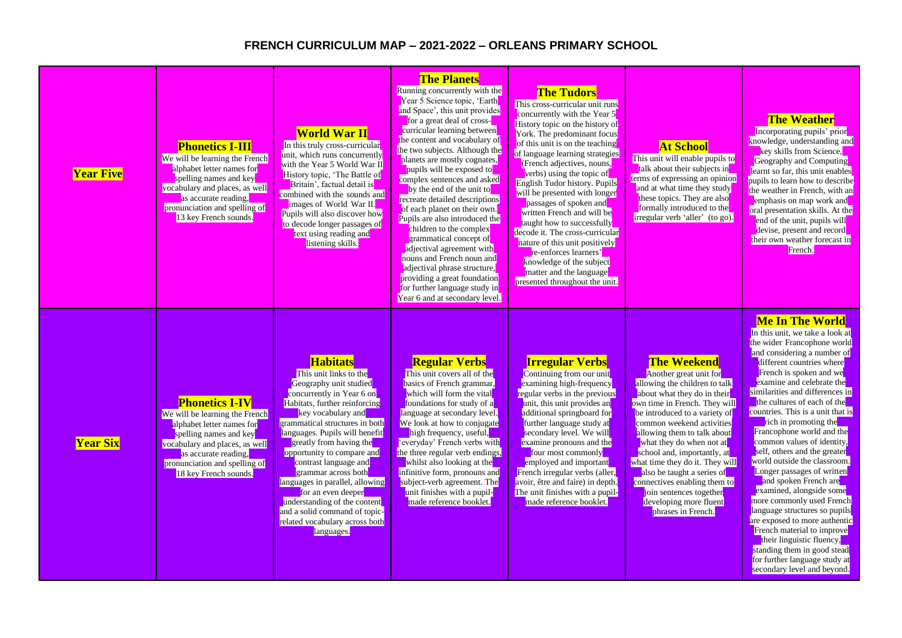# FRENCH CURRICULUM MAP – 2021-2022 – ORLEANS PRIMARY SCHOOL

| | | | | | | |
|---|---|---|---|---|---|---|
| **Year Five** | **Phonetics I-III**<br>We will be learning the French alphabet letter names for spelling names and key vocabulary and places, as well as accurate reading, pronunciation and spelling of 13 key French sounds. | **World War II**<br>In this truly cross-curricular unit, which runs concurrently with the Year 5 World War II History topic, 'The Battle of Britain', factual detail is combined with the sounds and images of World War II. Pupils will also discover how to decode longer passages of text using reading and listening skills. | **The Planets**<br>Running concurrently with the Year 5 Science topic, 'Earth and Space', this unit provides for a great deal of cross-curricular learning between the content and vocabulary of the two subjects. Although the planets are mostly cognates, pupils will be exposed to complex sentences and asked by the end of the unit to recreate detailed descriptions of each planet on their own. Pupils are also introduced the children to the complex grammatical concept of adjectival agreement with nouns and French noun and adjectival phrase structure, providing a great foundation for further language study in Year 6 and at secondary level. | **The Tudors**<br>This cross-curricular unit runs concurrently with the Year 5 History topic on the history of York. The predominant focus of this unit is on the teaching of language learning strategies (French adjectives, nouns, verbs) using the topic of English Tudor history. Pupils will be presented with longer passages of spoken and written French and will be taught how to successfully decode it. The cross-curricular nature of this unit positively re-enforces learners' knowledge of the subject matter and the language presented throughout the unit. | **At School**<br>This unit will enable pupils to talk about their subjects in terms of expressing an opinion and at what time they study these topics. They are also formally introduced to the irregular verb 'aller' (to go). | **The Weather**<br>Incorporating pupils' prior knowledge, understanding and key skills from Science, Geography and Computing learnt so far, this unit enables pupils to learn how to describe the weather in French, with an emphasis on map work and oral presentation skills. At the end of the unit, pupils will devise, present and record their own weather forecast in French. |
| **Year Six** | **Phonetics I-IV**<br>We will be learning the French alphabet letter names for spelling names and key vocabulary and places, as well as accurate reading, pronunciation and spelling of 18 key French sounds. | **Habitats**<br>This unit links to the Geography unit studied concurrently in Year 6 on Habitats, further reinforcing key vocabulary and grammatical structures in both languages. Pupils will benefit greatly from having the opportunity to compare and contrast language and grammar across both languages in parallel, allowing for an even deeper understanding of the content and a solid command of topic-related vocabulary across both languages. | **Regular Verbs**<br>This unit covers all of the basics of French grammar, which will form the vital foundations for study of a language at secondary level. We look at how to conjugate high frequency, useful, 'everyday' French verbs with the three regular verb endings, whilst also looking at the infinitive form, pronouns and subject-verb agreement. The unit finishes with a pupil-made reference booklet. | **Irregular Verbs**<br>Continuing from our unit examining high-frequency regular verbs in the previous unit, this unit provides an additional springboard for further language study at secondary level. We will examine pronouns and the four most commonly employed and important French irregular verbs (aller, avoir, être and faire) in depth. The unit finishes with a pupil-made reference booklet. | **The Weekend**<br>Another great unit for allowing the children to talk about what they do in their own time in French. They will be introduced to a variety of common weekend activities allowing them to talk about what they do when not at school and, importantly, at what time they do it. They will also be taught a series of connectives enabling them to join sentences together developing more fluent phrases in French. | **Me In The World**<br>In this unit, we take a look at the wider Francophone world and considering a number of different countries where French is spoken and we examine and celebrate the similarities and differences in the cultures of each of the countries. This is a unit that is rich in promoting the Francophone world and the common values of identity, self, others and the greater world outside the classroom. Longer passages of written and spoken French are examined, alongside some more commonly used French language structures so pupils are exposed to more authentic French material to improve their linguistic fluency, standing them in good stead for further language study at secondary level and beyond. |